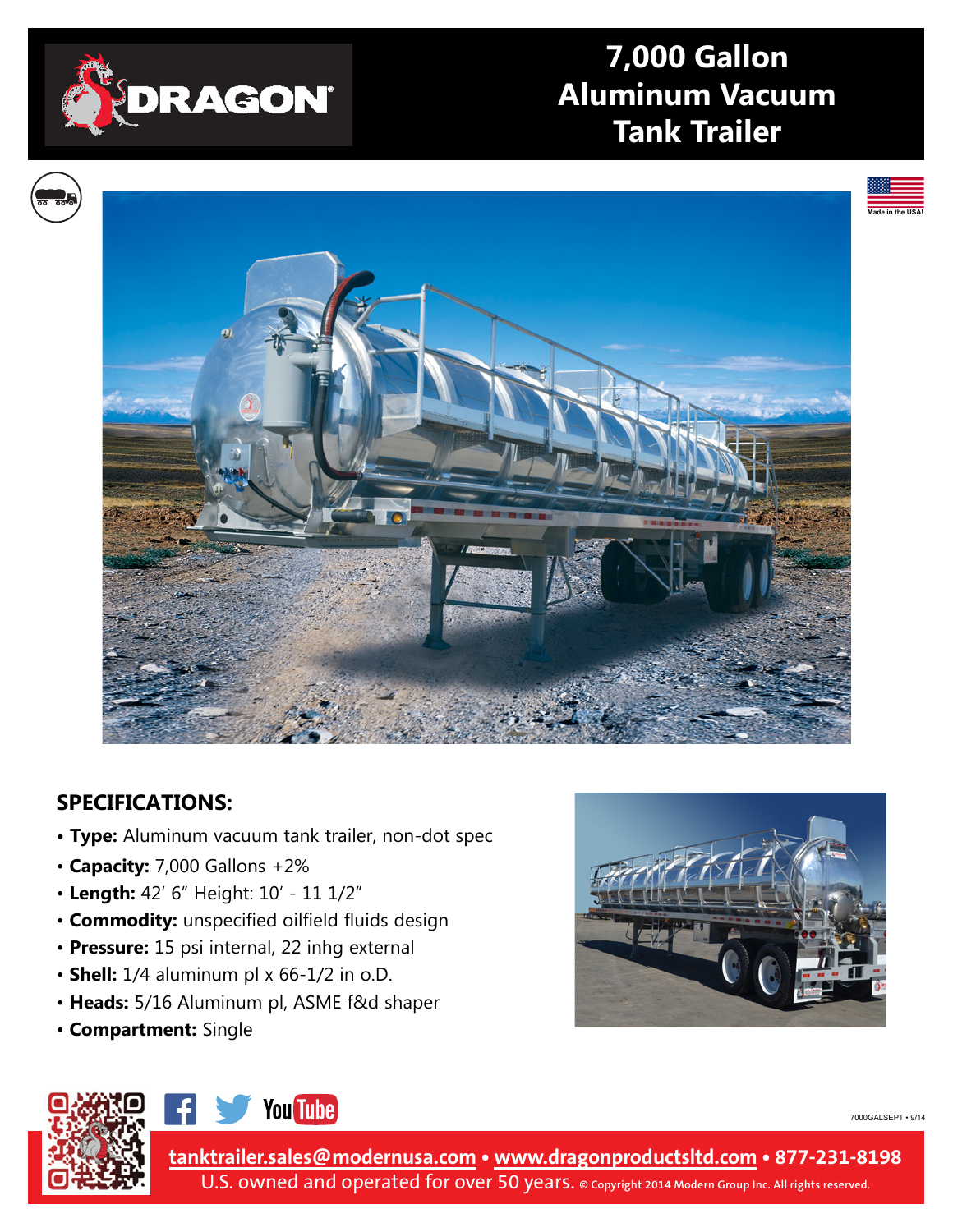# 7,000 Gallon Aluminum Vacuum Tank Trailer

Made in the USA!

## SPECIFICATIONS:

- **Type:** Aluminum vacuum tank trailer, non-dot spec
- **Capacity:** 7,000 Gallons +2%
- **Length:** 42′ 6″ Height: 10′ - 11 1/2″
- **Commodity:** unspecified oilfield fluids design
- **Pressure:** 15 psi internal, 22 inhg external
- **Shell:** 1/4 aluminum pl x 66-1/2 in o.D.
- **Heads:** 5/16 Aluminum pl, ASME f&d shaper
- **Compartment:** Single

7000GALSEPT • 9/14

tanktrailer.sales@modernusa.com • www.dragonproductsltd.com • 877-231-8198

U.S. owned and operated for over 50 years. © Copyright 2014 Modern Group Inc. All rights reserved.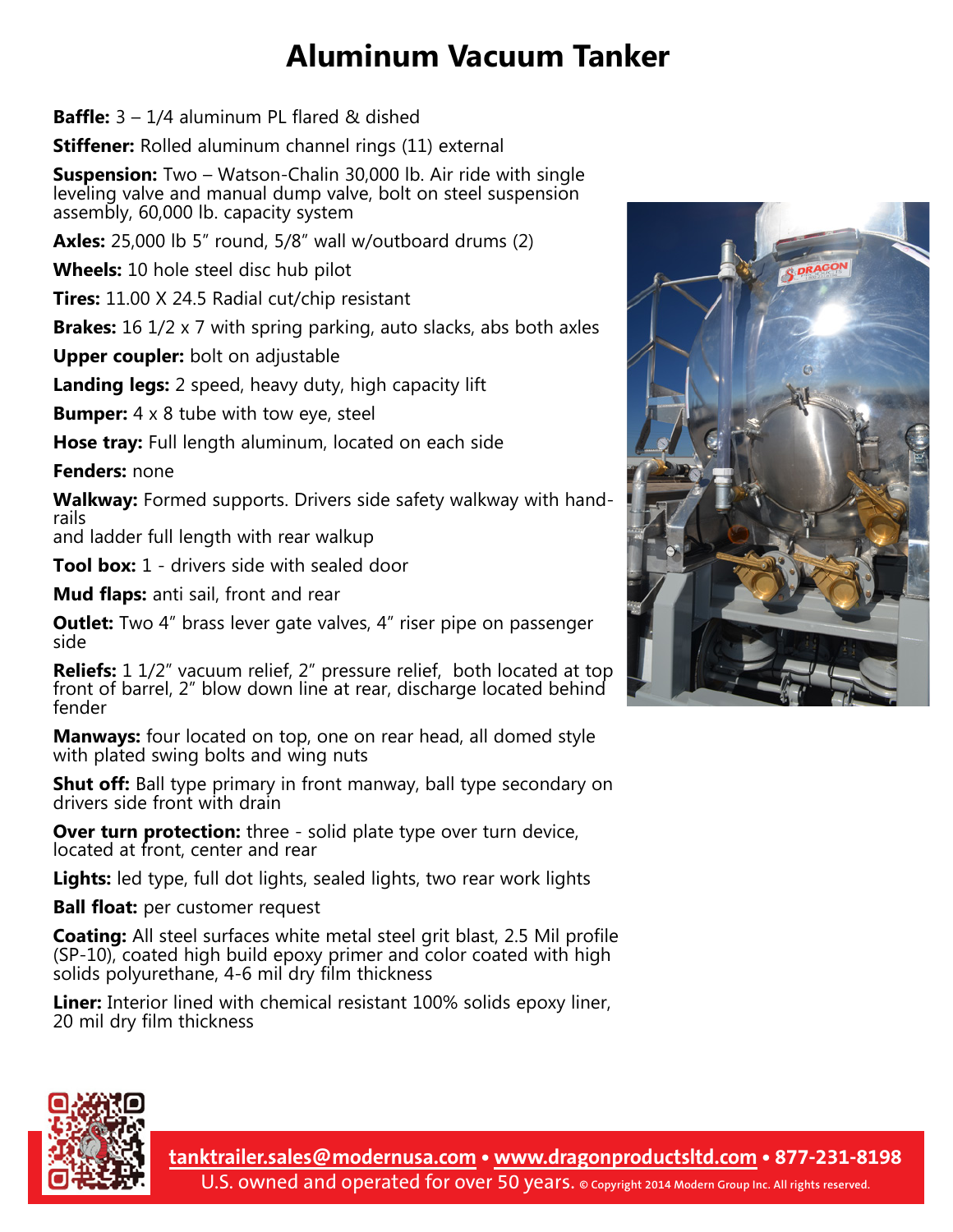# Aluminum Vacuum Tanker

**Baffle:** 3 – 1/4 aluminum PL flared & dished

**Stiffener:** Rolled aluminum channel rings (11) external

**Suspension:** Two – Watson-Chalin 30,000 lb. Air ride with single leveling valve and manual dump valve, bolt on steel suspension assembly, 60,000 lb. capacity system

**Axles:** 25,000 lb 5" round, 5/8" wall w/outboard drums (2)

**Wheels:** 10 hole steel disc hub pilot

**Tires:** 11.00 X 24.5 Radial cut/chip resistant

**Brakes:** 16 1/2 x 7 with spring parking, auto slacks, abs both axles

**Upper coupler:** bolt on adjustable

**Landing legs:** 2 speed, heavy duty, high capacity lift

**Bumper:** 4 x 8 tube with tow eye, steel

**Hose tray:** Full length aluminum, located on each side

**Fenders:** none

**Walkway:** Formed supports. Drivers side safety walkway with hand-rails
and ladder full length with rear walkup

**Tool box:** 1 - drivers side with sealed door

**Mud flaps:** anti sail, front and rear

**Outlet:** Two 4" brass lever gate valves, 4" riser pipe on passenger side

**Reliefs:** 1 1/2" vacuum relief, 2" pressure relief, both located at top front of barrel, 2" blow down line at rear, discharge located behind fender

**Manways:** four located on top, one on rear head, all domed style with plated swing bolts and wing nuts

**Shut off:** Ball type primary in front manway, ball type secondary on drivers side front with drain

**Over turn protection:** three - solid plate type over turn device, located at front, center and rear

**Lights:** led type, full dot lights, sealed lights, two rear work lights

**Ball float:** per customer request

**Coating:** All steel surfaces white metal steel grit blast, 2.5 Mil profile (SP-10), coated high build epoxy primer and color coated with high solids polyurethane, 4-6 mil dry film thickness

**Liner:** Interior lined with chemical resistant 100% solids epoxy liner, 20 mil dry film thickness

tanktrailer.sales@modernusa.com • www.dragonproductsltd.com • 877-231-8198
U.S. owned and operated for over 50 years. © Copyright 2014 Modern Group Inc. All rights reserved.